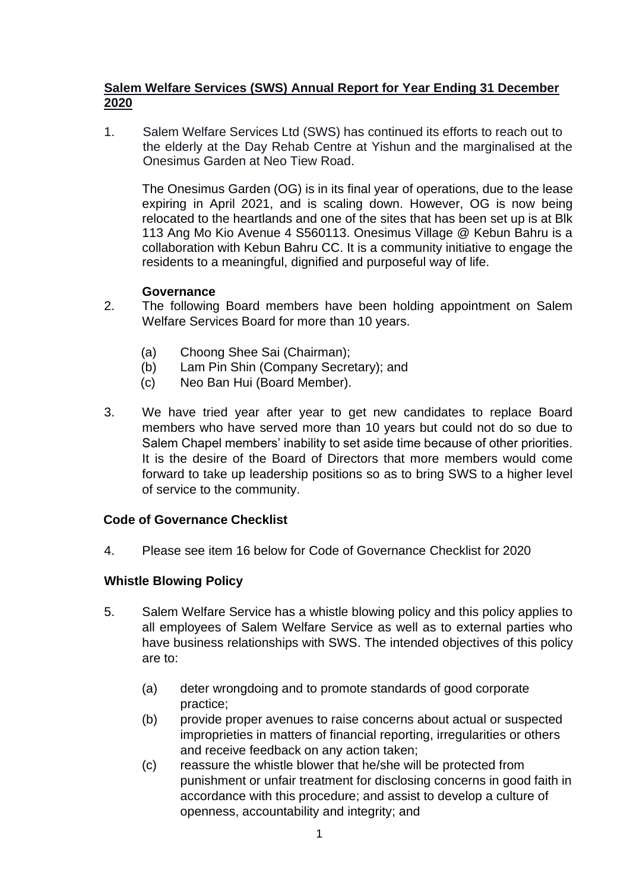# Salem Welfare Services (SWS) Annual Report for Year Ending 31 December 2020

1. Salem Welfare Services Ltd (SWS) has continued its efforts to reach out to the elderly at the Day Rehab Centre at Yishun and the marginalised at the Onesimus Garden at Neo Tiew Road.

   The Onesimus Garden (OG) is in its final year of operations, due to the lease expiring in April 2021, and is scaling down. However, OG is now being relocated to the heartlands and one of the sites that has been set up is at Blk 113 Ang Mo Kio Avenue 4 S560113. Onesimus Village @ Kebun Bahru is a collaboration with Kebun Bahru CC. It is a community initiative to engage the residents to a meaningful, dignified and purposeful way of life.

   **Governance**

2. The following Board members have been holding appointment on Salem Welfare Services Board for more than 10 years.

   (a) Choong Shee Sai (Chairman);
   (b) Lam Pin Shin (Company Secretary); and
   (c) Neo Ban Hui (Board Member).

3. We have tried year after year to get new candidates to replace Board members who have served more than 10 years but could not do so due to Salem Chapel members' inability to set aside time because of other priorities. It is the desire of the Board of Directors that more members would come forward to take up leadership positions so as to bring SWS to a higher level of service to the community.

## Code of Governance Checklist

4. Please see item 16 below for Code of Governance Checklist for 2020

## Whistle Blowing Policy

5. Salem Welfare Service has a whistle blowing policy and this policy applies to all employees of Salem Welfare Service as well as to external parties who have business relationships with SWS. The intended objectives of this policy are to:

   (a) deter wrongdoing and to promote standards of good corporate practice;
   (b) provide proper avenues to raise concerns about actual or suspected improprieties in matters of financial reporting, irregularities or others and receive feedback on any action taken;
   (c) reassure the whistle blower that he/she will be protected from punishment or unfair treatment for disclosing concerns in good faith in accordance with this procedure; and assist to develop a culture of openness, accountability and integrity; and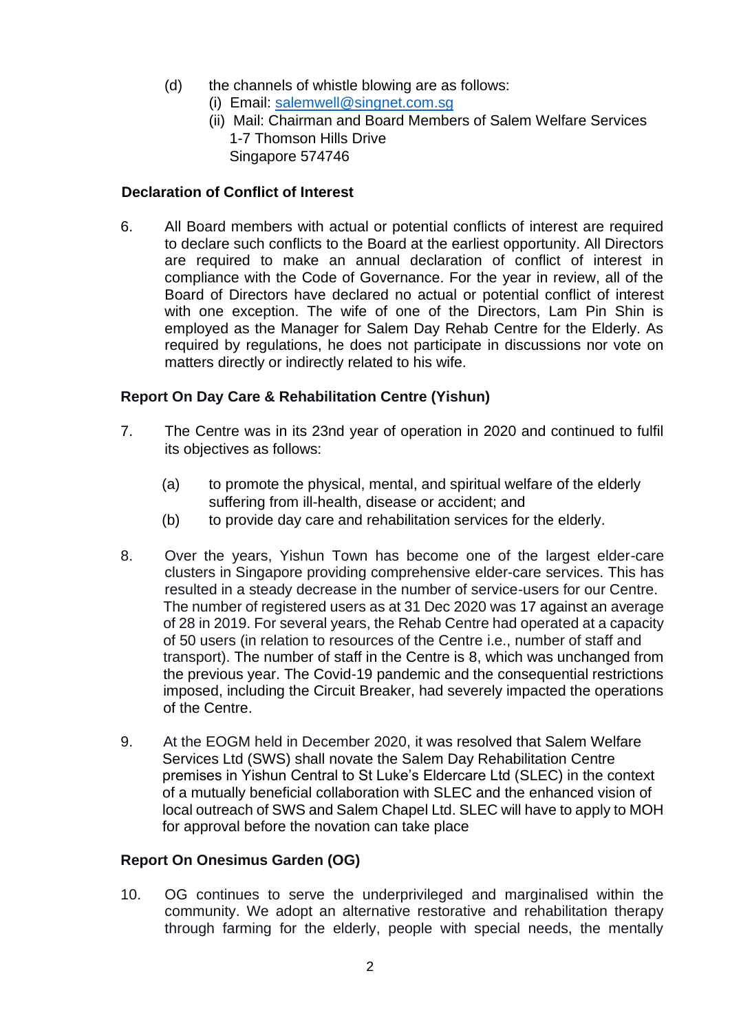(d) the channels of whistle blowing are as follows:
   (i) Email: salemwell@singnet.com.sg
   (ii) Mail: Chairman and Board Members of Salem Welfare Services
   1-7 Thomson Hills Drive
   Singapore 574746

**Declaration of Conflict of Interest**

6. All Board members with actual or potential conflicts of interest are required to declare such conflicts to the Board at the earliest opportunity. All Directors are required to make an annual declaration of conflict of interest in compliance with the Code of Governance. For the year in review, all of the Board of Directors have declared no actual or potential conflict of interest with one exception. The wife of one of the Directors, Lam Pin Shin is employed as the Manager for Salem Day Rehab Centre for the Elderly. As required by regulations, he does not participate in discussions nor vote on matters directly or indirectly related to his wife.

**Report On Day Care & Rehabilitation Centre (Yishun)**

7. The Centre was in its 23nd year of operation in 2020 and continued to fulfil its objectives as follows:

   (a) to promote the physical, mental, and spiritual welfare of the elderly suffering from ill-health, disease or accident; and
   (b) to provide day care and rehabilitation services for the elderly.

8. Over the years, Yishun Town has become one of the largest elder-care clusters in Singapore providing comprehensive elder-care services. This has resulted in a steady decrease in the number of service-users for our Centre. The number of registered users as at 31 Dec 2020 was 17 against an average of 28 in 2019. For several years, the Rehab Centre had operated at a capacity of 50 users (in relation to resources of the Centre i.e., number of staff and transport). The number of staff in the Centre is 8, which was unchanged from the previous year. The Covid-19 pandemic and the consequential restrictions imposed, including the Circuit Breaker, had severely impacted the operations of the Centre.

9. At the EOGM held in December 2020, it was resolved that Salem Welfare Services Ltd (SWS) shall novate the Salem Day Rehabilitation Centre premises in Yishun Central to St Luke's Eldercare Ltd (SLEC) in the context of a mutually beneficial collaboration with SLEC and the enhanced vision of local outreach of SWS and Salem Chapel Ltd. SLEC will have to apply to MOH for approval before the novation can take place

**Report On Onesimus Garden (OG)**

10. OG continues to serve the underprivileged and marginalised within the community. We adopt an alternative restorative and rehabilitation therapy through farming for the elderly, people with special needs, the mentally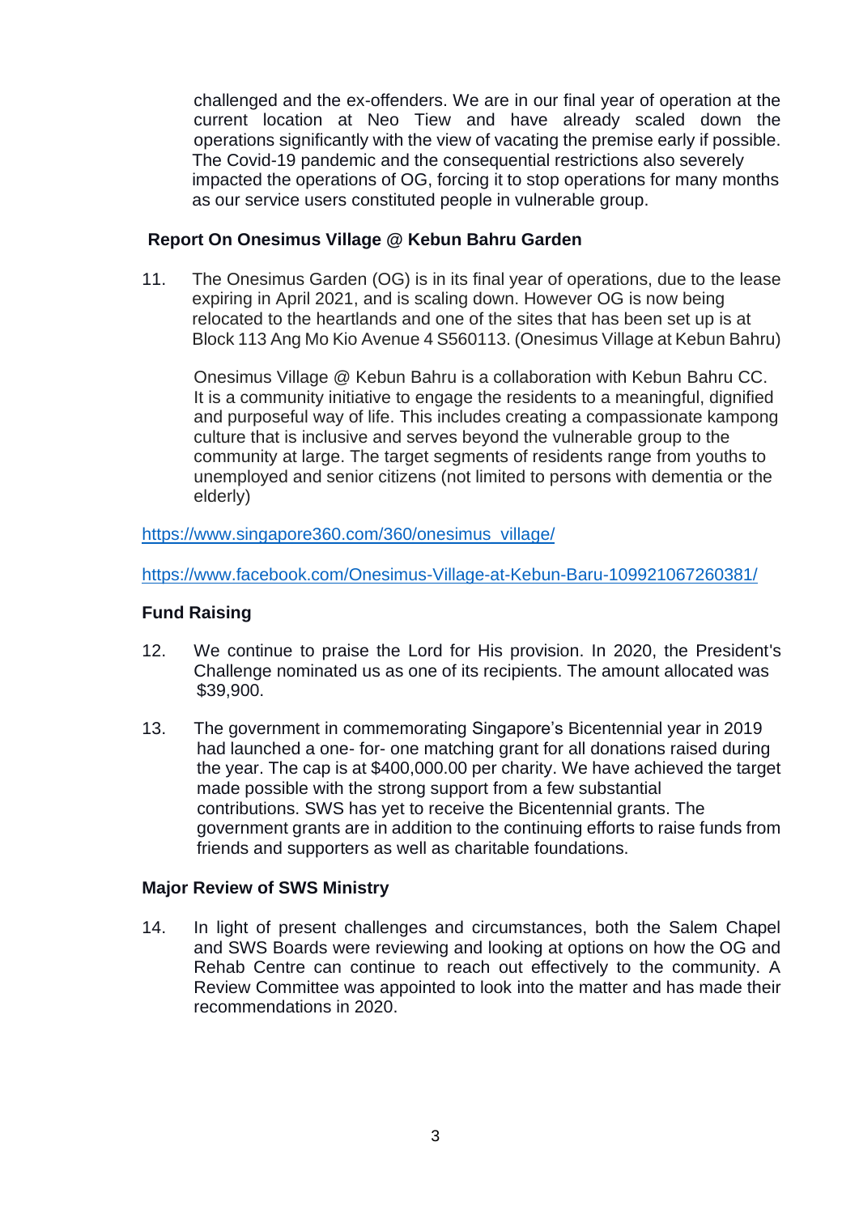challenged and the ex-offenders. We are in our final year of operation at the current location at Neo Tiew and have already scaled down the operations significantly with the view of vacating the premise early if possible. The Covid-19 pandemic and the consequential restrictions also severely impacted the operations of OG, forcing it to stop operations for many months as our service users constituted people in vulnerable group.

**Report On Onesimus Village @ Kebun Bahru Garden**

11. The Onesimus Garden (OG) is in its final year of operations, due to the lease expiring in April 2021, and is scaling down. However OG is now being relocated to the heartlands and one of the sites that has been set up is at Block 113 Ang Mo Kio Avenue 4 S560113. (Onesimus Village at Kebun Bahru)

    Onesimus Village @ Kebun Bahru is a collaboration with Kebun Bahru CC. It is a community initiative to engage the residents to a meaningful, dignified and purposeful way of life. This includes creating a compassionate kampong culture that is inclusive and serves beyond the vulnerable group to the community at large. The target segments of residents range from youths to unemployed and senior citizens (not limited to persons with dementia or the elderly)

https://www.singapore360.com/360/onesimus_village/

https://www.facebook.com/Onesimus-Village-at-Kebun-Baru-109921067260381/

**Fund Raising**

12. We continue to praise the Lord for His provision. In 2020, the President's Challenge nominated us as one of its recipients. The amount allocated was $39,900.

13. The government in commemorating Singapore's Bicentennial year in 2019 had launched a one- for- one matching grant for all donations raised during the year. The cap is at $400,000.00 per charity. We have achieved the target made possible with the strong support from a few substantial contributions. SWS has yet to receive the Bicentennial grants. The government grants are in addition to the continuing efforts to raise funds from friends and supporters as well as charitable foundations.

**Major Review of SWS Ministry**

14. In light of present challenges and circumstances, both the Salem Chapel and SWS Boards were reviewing and looking at options on how the OG and Rehab Centre can continue to reach out effectively to the community. A Review Committee was appointed to look into the matter and has made their recommendations in 2020.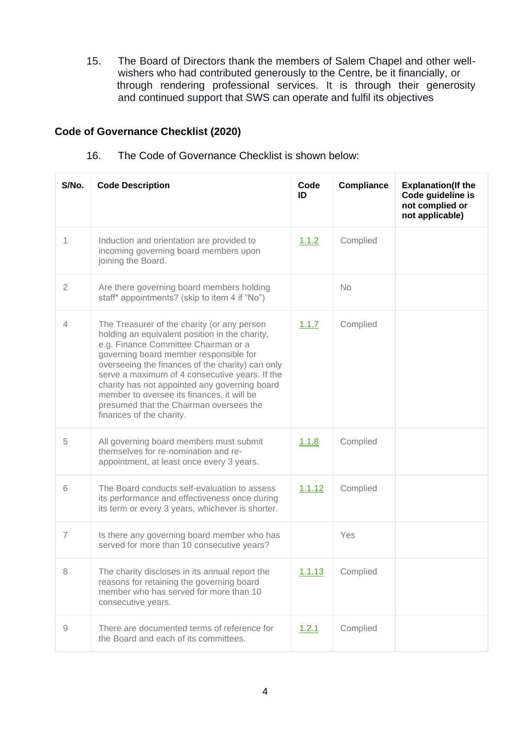15. The Board of Directors thank the members of Salem Chapel and other well-wishers who had contributed generously to the Centre, be it financially, or through rendering professional services. It is through their generosity and continued support that SWS can operate and fulfil its objectives

### Code of Governance Checklist (2020)

16. The Code of Governance Checklist is shown below:

| S/No. | Code Description | Code ID | Compliance | Explanation(If the Code guideline is not complied or not applicable) |
|---|---|---|---|---|
| 1 | Induction and orientation are provided to incoming governing board members upon joining the Board. | 1.1.2 | Complied | |
| 2 | Are there governing board members holding staff* appointments? (skip to item 4 if "No") | | No | |
| 4 | The Treasurer of the charity (or any person holding an equivalent position in the charity, e.g. Finance Committee Chairman or a governing board member responsible for overseeing the finances of the charity) can only serve a maximum of 4 consecutive years. If the charity has not appointed any governing board member to oversee its finances, it will be presumed that the Chairman oversees the finances of the charity. | 1.1.7 | Complied | |
| 5 | All governing board members must submit themselves for re-nomination and re-appointment, at least once every 3 years. | 1.1.8 | Complied | |
| 6 | The Board conducts self-evaluation to assess its performance and effectiveness once during its term or every 3 years, whichever is shorter. | 1.1.12 | Complied | |
| 7 | Is there any governing board member who has served for more than 10 consecutive years? | | Yes | |
| 8 | The charity discloses in its annual report the reasons for retaining the governing board member who has served for more than 10 consecutive years. | 1.1.13 | Complied | |
| 9 | There are documented terms of reference for the Board and each of its committees. | 1.2.1 | Complied | |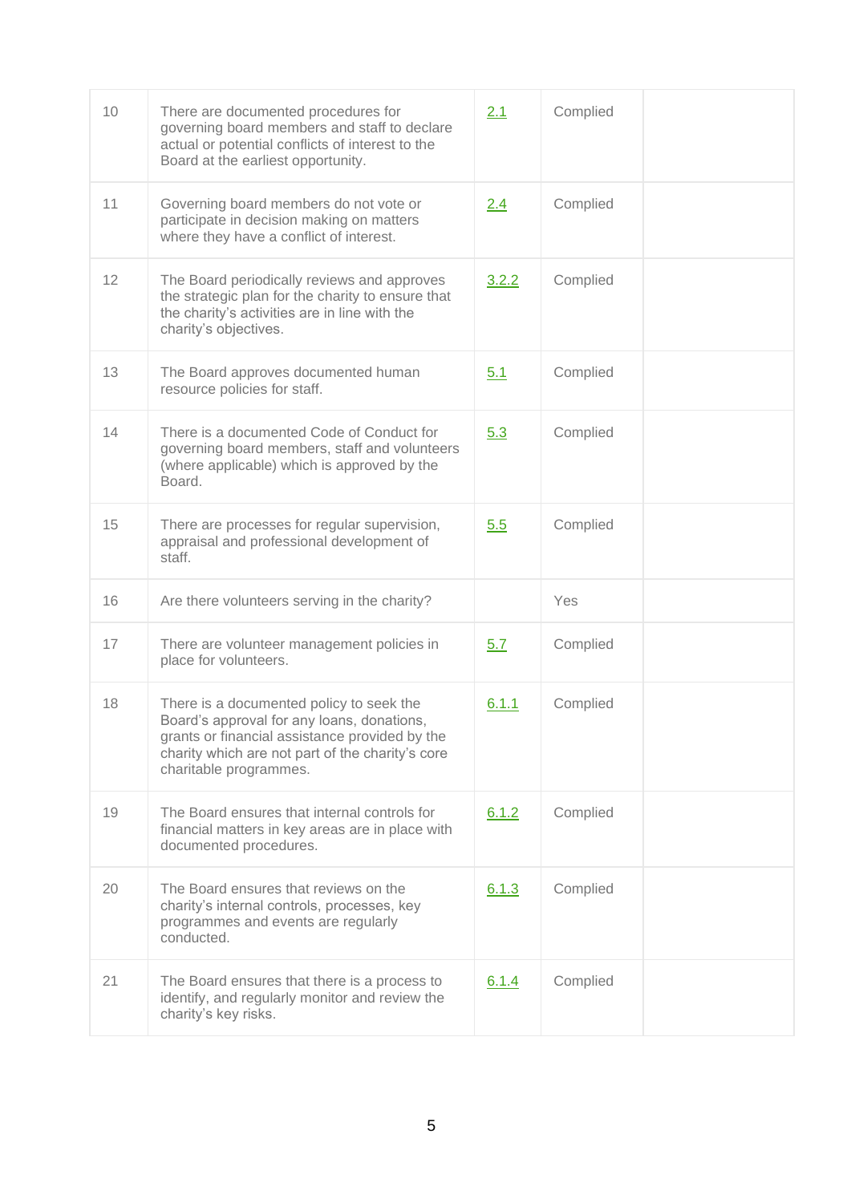| | | | | |
|---|---|---|---|---|
| 10 | There are documented procedures for governing board members and staff to declare actual or potential conflicts of interest to the Board at the earliest opportunity. | 2.1 | Complied | |
| 11 | Governing board members do not vote or participate in decision making on matters where they have a conflict of interest. | 2.4 | Complied | |
| 12 | The Board periodically reviews and approves the strategic plan for the charity to ensure that the charity's activities are in line with the charity's objectives. | 3.2.2 | Complied | |
| 13 | The Board approves documented human resource policies for staff. | 5.1 | Complied | |
| 14 | There is a documented Code of Conduct for governing board members, staff and volunteers (where applicable) which is approved by the Board. | 5.3 | Complied | |
| 15 | There are processes for regular supervision, appraisal and professional development of staff. | 5.5 | Complied | |
| 16 | Are there volunteers serving in the charity? | | Yes | |
| 17 | There are volunteer management policies in place for volunteers. | 5.7 | Complied | |
| 18 | There is a documented policy to seek the Board's approval for any loans, donations, grants or financial assistance provided by the charity which are not part of the charity's core charitable programmes. | 6.1.1 | Complied | |
| 19 | The Board ensures that internal controls for financial matters in key areas are in place with documented procedures. | 6.1.2 | Complied | |
| 20 | The Board ensures that reviews on the charity's internal controls, processes, key programmes and events are regularly conducted. | 6.1.3 | Complied | |
| 21 | The Board ensures that there is a process to identify, and regularly monitor and review the charity's key risks. | 6.1.4 | Complied | |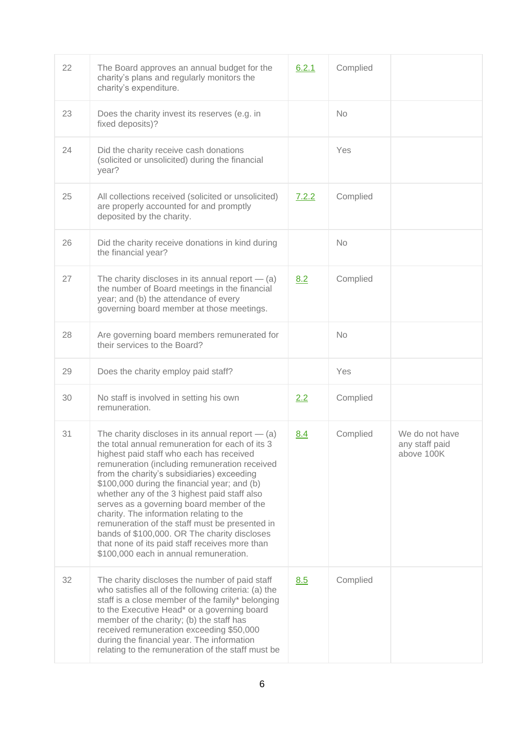| | | | | |
|---|---|---|---|---|
| 22 | The Board approves an annual budget for the charity's plans and regularly monitors the charity's expenditure. | 6.2.1 | Complied | |
| 23 | Does the charity invest its reserves (e.g. in fixed deposits)? | | No | |
| 24 | Did the charity receive cash donations (solicited or unsolicited) during the financial year? | | Yes | |
| 25 | All collections received (solicited or unsolicited) are properly accounted for and promptly deposited by the charity. | 7.2.2 | Complied | |
| 26 | Did the charity receive donations in kind during the financial year? | | No | |
| 27 | The charity discloses in its annual report — (a) the number of Board meetings in the financial year; and (b) the attendance of every governing board member at those meetings. | 8.2 | Complied | |
| 28 | Are governing board members remunerated for their services to the Board? | | No | |
| 29 | Does the charity employ paid staff? | | Yes | |
| 30 | No staff is involved in setting his own remuneration. | 2.2 | Complied | |
| 31 | The charity discloses in its annual report — (a) the total annual remuneration for each of its 3 highest paid staff who each has received remuneration (including remuneration received from the charity's subsidiaries) exceeding $100,000 during the financial year; and (b) whether any of the 3 highest paid staff also serves as a governing board member of the charity. The information relating to the remuneration of the staff must be presented in bands of $100,000. OR The charity discloses that none of its paid staff receives more than $100,000 each in annual remuneration. | 8.4 | Complied | We do not have any staff paid above 100K |
| 32 | The charity discloses the number of paid staff who satisfies all of the following criteria: (a) the staff is a close member of the family* belonging to the Executive Head* or a governing board member of the charity; (b) the staff has received remuneration exceeding $50,000 during the financial year. The information relating to the remuneration of the staff must be | 8.5 | Complied | |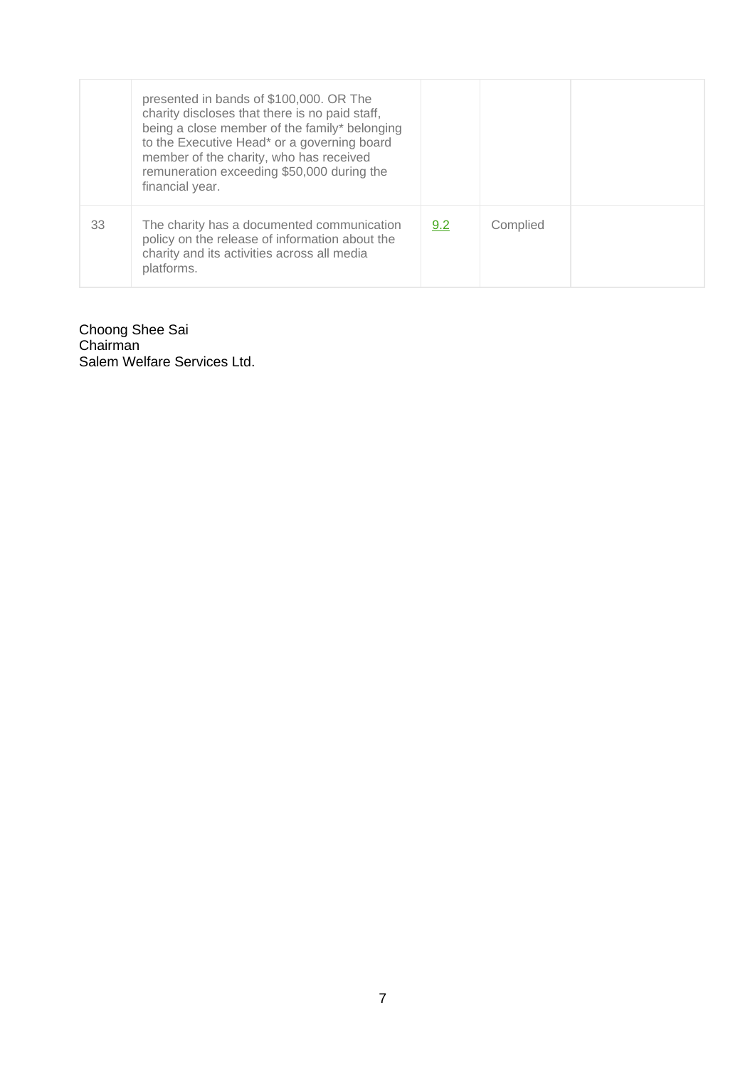| | | | | |
|---|---|---|---|---|
| | presented in bands of $100,000. OR The charity discloses that there is no paid staff, being a close member of the family* belonging to the Executive Head* or a governing board member of the charity, who has received remuneration exceeding $50,000 during the financial year. | | | |
| 33 | The charity has a documented communication policy on the release of information about the charity and its activities across all media platforms. | 9.2 | Complied | |

Choong Shee Sai
Chairman
Salem Welfare Services Ltd.